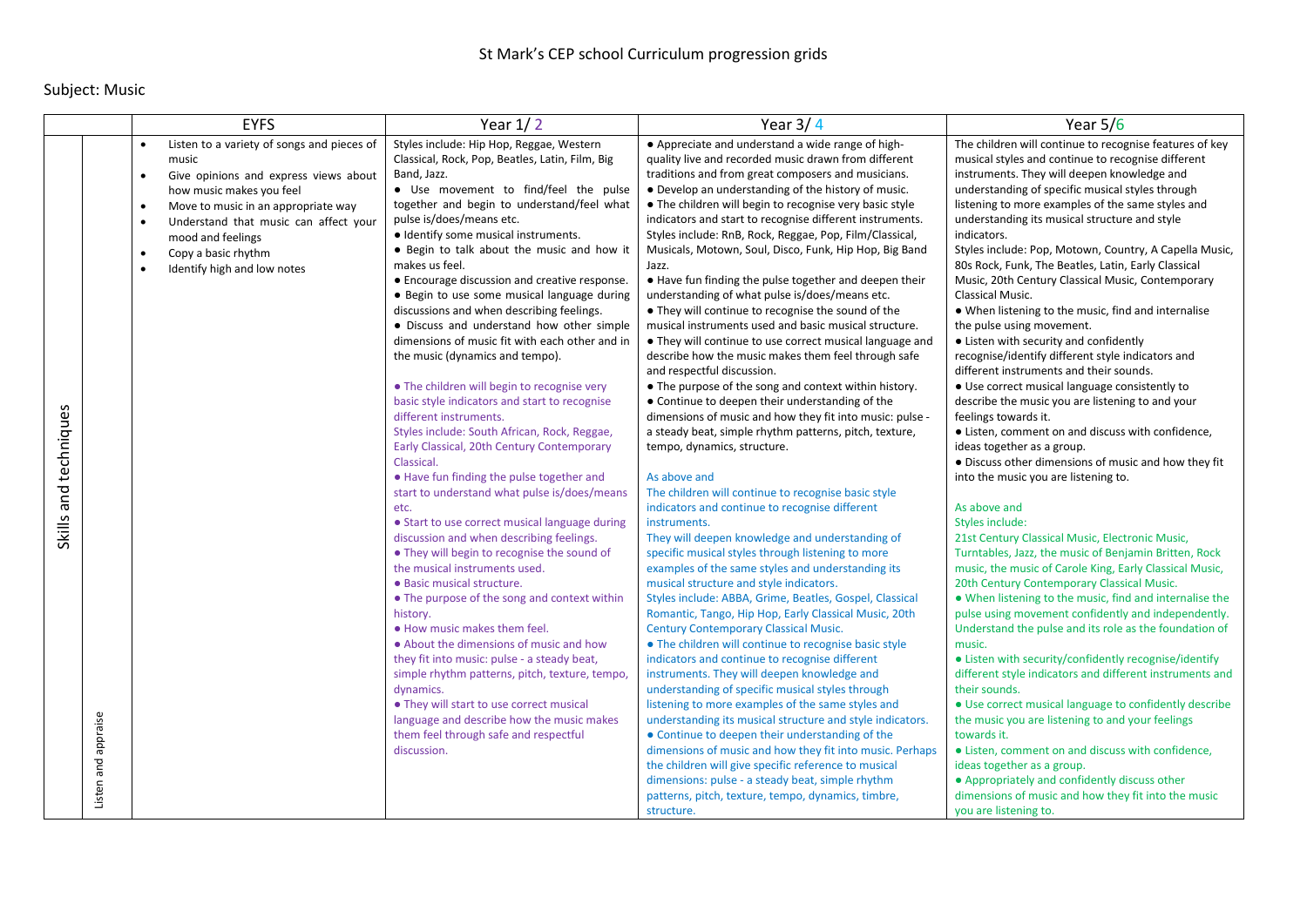St Mark's CEP school Curriculum progression grids

Subject: Music

| | | EYFS | Year 1/ 2 | Year 3/ 4 | Year 5/6 |
|---|---|---|---|---|---|
| Skills and techniques | Listen and appraise | • Listen to a variety of songs and pieces of music<br>• Give opinions and express views about how music makes you feel<br>• Move to music in an appropriate way<br>• Understand that music can affect your mood and feelings<br>• Copy a basic rhythm<br>• Identify high and low notes | Styles include: Hip Hop, Reggae, Western Classical, Rock, Pop, Beatles, Latin, Film, Big Band, Jazz.<br>• Use movement to find/feel the pulse together and begin to understand/feel what pulse is/does/means etc.<br>• Identify some musical instruments.<br>• Begin to talk about the music and how it makes us feel.<br>• Encourage discussion and creative response.<br>• Begin to use some musical language during discussions and when describing feelings.<br>• Discuss and understand how other simple dimensions of music fit with each other and in the music (dynamics and tempo).<br><br>• The children will begin to recognise very basic style indicators and start to recognise different instruments.<br>Styles include: South African, Rock, Reggae, Early Classical, 20th Century Contemporary Classical.<br>• Have fun finding the pulse together and start to understand what pulse is/does/means etc.<br>• Start to use correct musical language during discussion and when describing feelings.<br>• They will begin to recognise the sound of the musical instruments used.<br>• Basic musical structure.<br>• The purpose of the song and context within history.<br>• How music makes them feel.<br>• About the dimensions of music and how they fit into music: pulse - a steady beat, simple rhythm patterns, pitch, texture, tempo, dynamics.<br>• They will start to use correct musical language and describe how the music makes them feel through safe and respectful discussion. | • Appreciate and understand a wide range of high-quality live and recorded music drawn from different traditions and from great composers and musicians.<br>• Develop an understanding of the history of music.<br>• The children will begin to recognise very basic style indicators and start to recognise different instruments. Styles include: RnB, Rock, Reggae, Pop, Film/Classical, Musicals, Motown, Soul, Disco, Funk, Hip Hop, Big Band Jazz.<br>• Have fun finding the pulse together and deepen their understanding of what pulse is/does/means etc.<br>• They will continue to recognise the sound of the musical instruments used and basic musical structure.<br>• They will continue to use correct musical language and describe how the music makes them feel through safe and respectful discussion.<br>• The purpose of the song and context within history.<br>• Continue to deepen their understanding of the dimensions of music and how they fit into music: pulse - a steady beat, simple rhythm patterns, pitch, texture, tempo, dynamics, structure.<br><br>As above and<br>The children will continue to recognise basic style indicators and continue to recognise different instruments.<br>They will deepen knowledge and understanding of specific musical styles through listening to more examples of the same styles and understanding its musical structure and style indicators.<br>Styles include: ABBA, Grime, Beatles, Gospel, Classical Romantic, Tango, Hip Hop, Early Classical Music, 20th Century Contemporary Classical Music.<br>• The children will continue to recognise basic style indicators and continue to recognise different instruments. They will deepen knowledge and understanding of specific musical styles through listening to more examples of the same styles and understanding its musical structure and style indicators.<br>• Continue to deepen their understanding of the dimensions of music and how they fit into music. Perhaps the children will give specific reference to musical dimensions: pulse - a steady beat, simple rhythm patterns, pitch, texture, tempo, dynamics, timbre, structure. | The children will continue to recognise features of key musical styles and continue to recognise different instruments. They will deepen knowledge and understanding of specific musical styles through listening to more examples of the same styles and understanding its musical structure and style indicators.<br>Styles include: Pop, Motown, Country, A Capella Music, 80s Rock, Funk, The Beatles, Latin, Early Classical Music, 20th Century Classical Music, Contemporary Classical Music.<br>• When listening to the music, find and internalise the pulse using movement.<br>• Listen with security and confidently recognise/identify different style indicators and different instruments and their sounds.<br>• Use correct musical language consistently to describe the music you are listening to and your feelings towards it.<br>• Listen, comment on and discuss with confidence, ideas together as a group.<br>• Discuss other dimensions of music and how they fit into the music you are listening to.<br><br>As above and<br>Styles include:<br>21st Century Classical Music, Electronic Music, Turntables, Jazz, the music of Benjamin Britten, Rock music, the music of Carole King, Early Classical Music, 20th Century Contemporary Classical Music.<br>• When listening to the music, find and internalise the pulse using movement confidently and independently. Understand the pulse and its role as the foundation of music.<br>• Listen with security/confidently recognise/identify different style indicators and different instruments and their sounds.<br>• Use correct musical language to confidently describe the music you are listening to and your feelings towards it.<br>• Listen, comment on and discuss with confidence, ideas together as a group.<br>• Appropriately and confidently discuss other dimensions of music and how they fit into the music you are listening to. |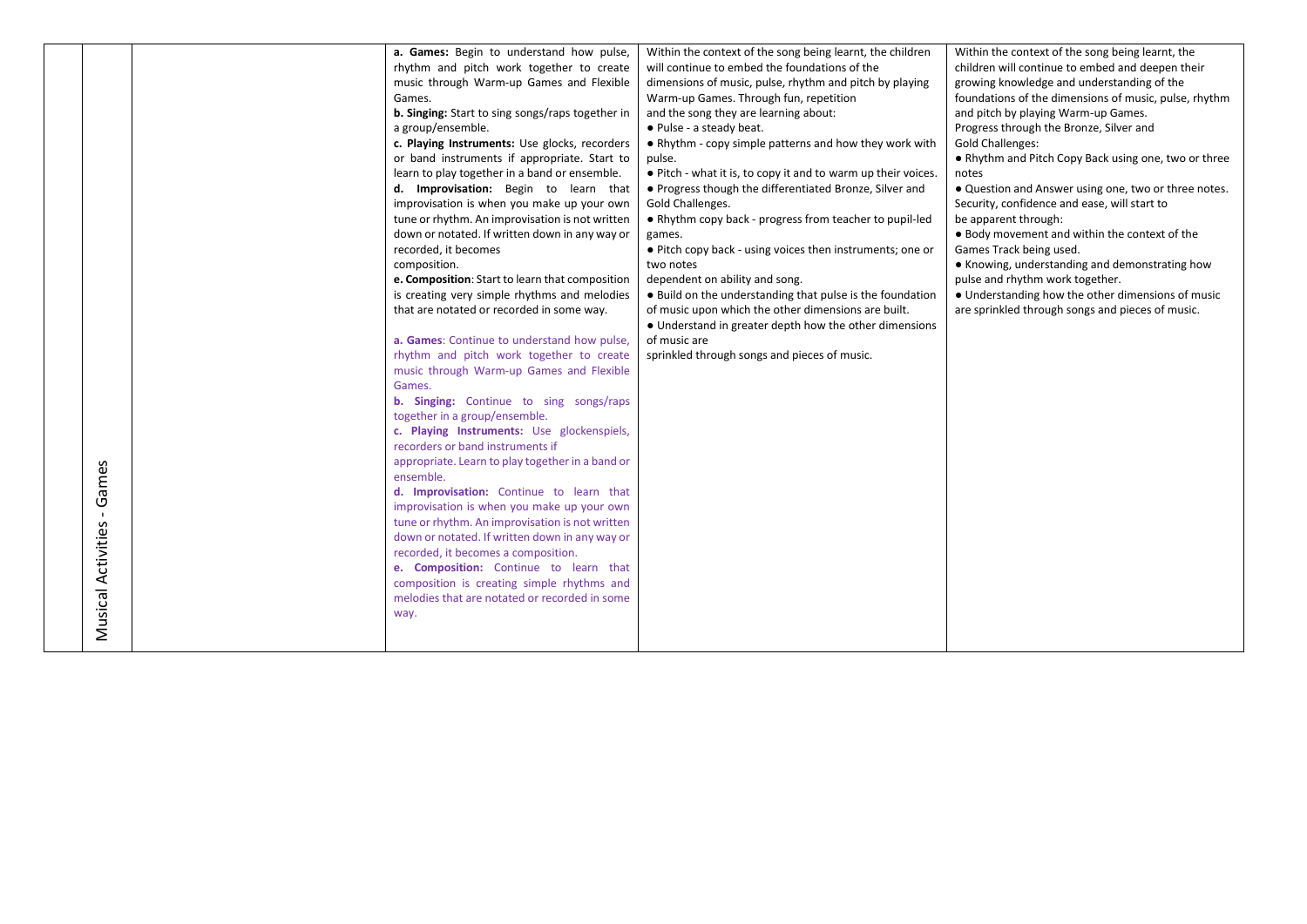| | | | | |
|---|---|---|---|---|
| Musical Activities - Games | | **a. Games:** Begin to understand how pulse, rhythm and pitch work together to create music through Warm-up Games and Flexible Games.<br>**b. Singing:** Start to sing songs/raps together in a group/ensemble.<br>**c. Playing Instruments:** Use glocks, recorders or band instruments if appropriate. Start to learn to play together in a band or ensemble.<br>**d. Improvisation:** Begin to learn that improvisation is when you make up your own tune or rhythm. An improvisation is not written down or notated. If written down in any way or recorded, it becomes composition.<br>**e. Composition**: Start to learn that composition is creating very simple rhythms and melodies that are notated or recorded in some way.<br><br>**a. Games**: Continue to understand how pulse, rhythm and pitch work together to create music through Warm-up Games and Flexible Games.<br>**b. Singing:** Continue to sing songs/raps together in a group/ensemble.<br>**c. Playing Instruments:** Use glockenspiels, recorders or band instruments if appropriate. Learn to play together in a band or ensemble.<br>**d. Improvisation:** Continue to learn that improvisation is when you make up your own tune or rhythm. An improvisation is not written down or notated. If written down in any way or recorded, it becomes a composition.<br>**e. Composition:** Continue to learn that composition is creating simple rhythms and melodies that are notated or recorded in some way. | Within the context of the song being learnt, the children will continue to embed the foundations of the dimensions of music, pulse, rhythm and pitch by playing Warm-up Games. Through fun, repetition and the song they are learning about:<br>● Pulse - a steady beat.<br>● Rhythm - copy simple patterns and how they work with pulse.<br>● Pitch - what it is, to copy it and to warm up their voices.<br>● Progress though the differentiated Bronze, Silver and Gold Challenges.<br>● Rhythm copy back - progress from teacher to pupil-led games.<br>● Pitch copy back - using voices then instruments; one or two notes dependent on ability and song.<br>● Build on the understanding that pulse is the foundation of music upon which the other dimensions are built.<br>● Understand in greater depth how the other dimensions of music are sprinkled through songs and pieces of music. | Within the context of the song being learnt, the children will continue to embed and deepen their growing knowledge and understanding of the foundations of the dimensions of music, pulse, rhythm and pitch by playing Warm-up Games.<br>Progress through the Bronze, Silver and Gold Challenges:<br>● Rhythm and Pitch Copy Back using one, two or three notes<br>● Question and Answer using one, two or three notes.<br>Security, confidence and ease, will start to be apparent through:<br>● Body movement and within the context of the Games Track being used.<br>● Knowing, understanding and demonstrating how pulse and rhythm work together.<br>● Understanding how the other dimensions of music are sprinkled through songs and pieces of music. |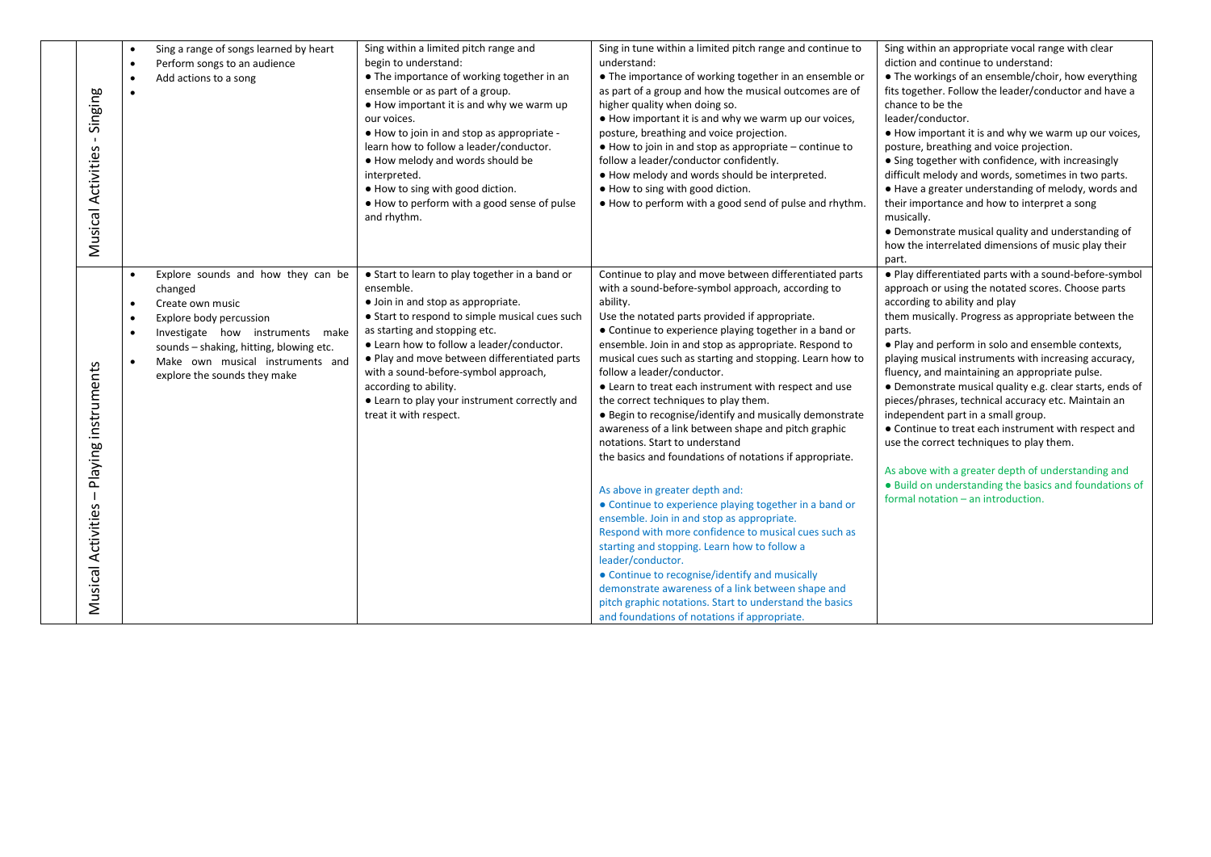| Musical Activities - Singing | • Sing a range of songs learned by heart<br>• Perform songs to an audience<br>• Add actions to a song<br>• | Sing within a limited pitch range and begin to understand:<br>• The importance of working together in an ensemble or as part of a group.<br>• How important it is and why we warm up our voices.<br>• How to join in and stop as appropriate - learn how to follow a leader/conductor.<br>• How melody and words should be interpreted.<br>• How to sing with good diction.<br>• How to perform with a good sense of pulse and rhythm. | Sing in tune within a limited pitch range and continue to understand:<br>• The importance of working together in an ensemble or as part of a group and how the musical outcomes are of higher quality when doing so.<br>• How important it is and why we warm up our voices, posture, breathing and voice projection.<br>• How to join in and stop as appropriate – continue to follow a leader/conductor confidently.<br>• How melody and words should be interpreted.<br>• How to sing with good diction.<br>• How to perform with a good send of pulse and rhythm. | Sing within an appropriate vocal range with clear diction and continue to understand:<br>• The workings of an ensemble/choir, how everything fits together. Follow the leader/conductor and have a chance to be the leader/conductor.<br>• How important it is and why we warm up our voices, posture, breathing and voice projection.<br>• Sing together with confidence, with increasingly difficult melody and words, sometimes in two parts.<br>• Have a greater understanding of melody, words and their importance and how to interpret a song musically.<br>• Demonstrate musical quality and understanding of how the interrelated dimensions of music play their part. |
|---|---|---|---|---|
| Musical Activities – Playing instruments | • Explore sounds and how they can be changed<br>• Create own music<br>• Explore body percussion<br>• Investigate how instruments make sounds – shaking, hitting, blowing etc.<br>• Make own musical instruments and explore the sounds they make | • Start to learn to play together in a band or ensemble.<br>• Join in and stop as appropriate.<br>• Start to respond to simple musical cues such as starting and stopping etc.<br>• Learn how to follow a leader/conductor.<br>• Play and move between differentiated parts with a sound-before-symbol approach, according to ability.<br>• Learn to play your instrument correctly and treat it with respect. | Continue to play and move between differentiated parts with a sound-before-symbol approach, according to ability.<br>Use the notated parts provided if appropriate.<br>• Continue to experience playing together in a band or ensemble. Join in and stop as appropriate. Respond to musical cues such as starting and stopping. Learn how to follow a leader/conductor.<br>• Learn to treat each instrument with respect and use the correct techniques to play them.<br>• Begin to recognise/identify and musically demonstrate awareness of a link between shape and pitch graphic notations. Start to understand the basics and foundations of notations if appropriate.<br><br>As above in greater depth and:<br>• Continue to experience playing together in a band or ensemble. Join in and stop as appropriate. Respond with more confidence to musical cues such as starting and stopping. Learn how to follow a leader/conductor.<br>• Continue to recognise/identify and musically demonstrate awareness of a link between shape and pitch graphic notations. Start to understand the basics and foundations of notations if appropriate. | • Play differentiated parts with a sound-before-symbol approach or using the notated scores. Choose parts according to ability and play them musically. Progress as appropriate between the parts.<br>• Play and perform in solo and ensemble contexts, playing musical instruments with increasing accuracy, fluency, and maintaining an appropriate pulse.<br>• Demonstrate musical quality e.g. clear starts, ends of pieces/phrases, technical accuracy etc. Maintain an independent part in a small group.<br>• Continue to treat each instrument with respect and use the correct techniques to play them.<br><br>As above with a greater depth of understanding and<br>• Build on understanding the basics and foundations of formal notation – an introduction. |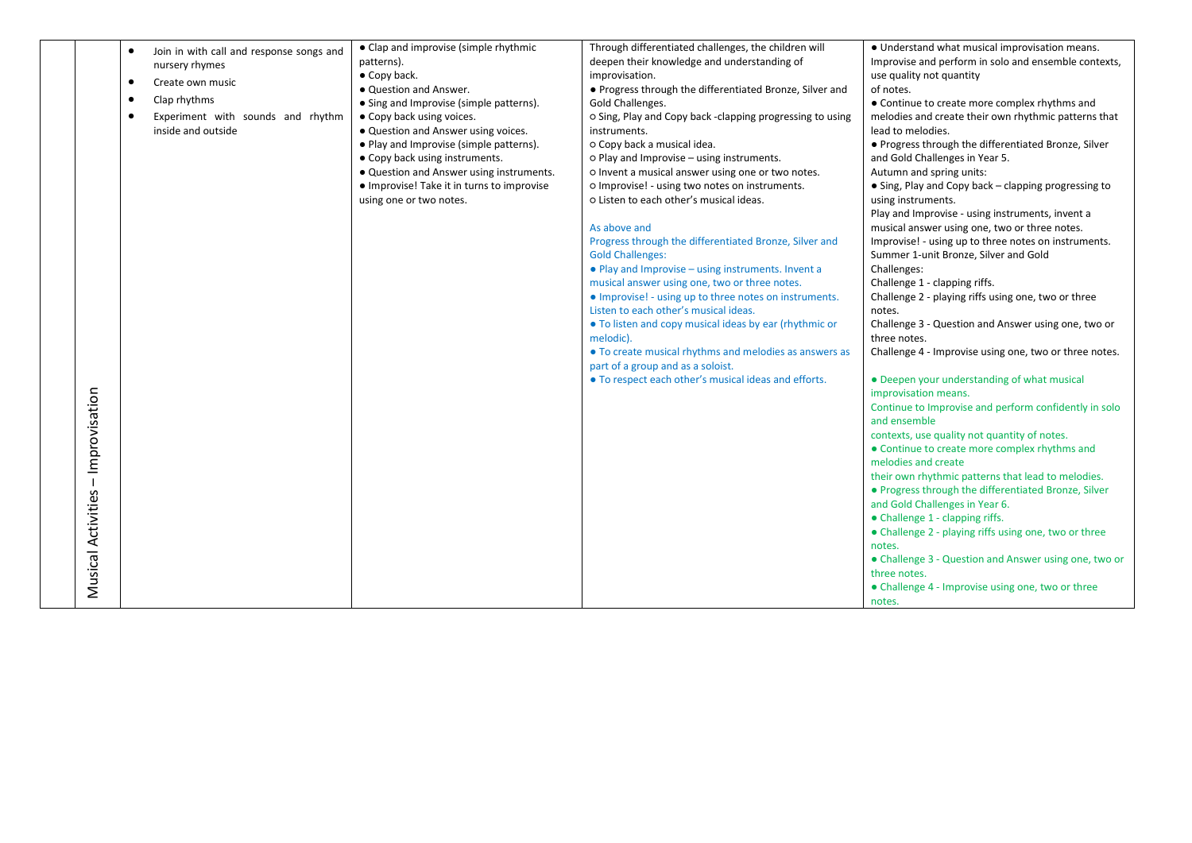| | | | | |
|---|---|---|---|---|
| Musical Activities – Improvisation | • Join in with call and response songs and nursery rhymes<br>• Create own music<br>• Clap rhythms<br>• Experiment with sounds and rhythm inside and outside | • Clap and improvise (simple rhythmic patterns).<br>• Copy back.<br>• Question and Answer.<br>• Sing and Improvise (simple patterns).<br>• Copy back using voices.<br>• Question and Answer using voices.<br>• Play and Improvise (simple patterns).<br>• Copy back using instruments.<br>• Question and Answer using instruments.<br>• Improvise! Take it in turns to improvise using one or two notes. | Through differentiated challenges, the children will deepen their knowledge and understanding of improvisation.<br>• Progress through the differentiated Bronze, Silver and Gold Challenges.<br>o Sing, Play and Copy back -clapping progressing to using instruments.<br>o Copy back a musical idea.<br>o Play and Improvise – using instruments.<br>o Invent a musical answer using one or two notes.<br>o Improvise! - using two notes on instruments.<br>o Listen to each other's musical ideas.<br><br>As above and<br>Progress through the differentiated Bronze, Silver and Gold Challenges:<br>• Play and Improvise – using instruments. Invent a musical answer using one, two or three notes.<br>• Improvise! - using up to three notes on instruments. Listen to each other's musical ideas.<br>• To listen and copy musical ideas by ear (rhythmic or melodic).<br>• To create musical rhythms and melodies as answers as part of a group and as a soloist.<br>• To respect each other's musical ideas and efforts. | • Understand what musical improvisation means. Improvise and perform in solo and ensemble contexts, use quality not quantity of notes.<br>• Continue to create more complex rhythms and melodies and create their own rhythmic patterns that lead to melodies.<br>• Progress through the differentiated Bronze, Silver and Gold Challenges in Year 5.<br>Autumn and spring units:<br>• Sing, Play and Copy back – clapping progressing to using instruments.<br>Play and Improvise - using instruments, invent a musical answer using one, two or three notes.<br>Improvise! - using up to three notes on instruments.<br>Summer 1-unit Bronze, Silver and Gold Challenges:<br>Challenge 1 - clapping riffs.<br>Challenge 2 - playing riffs using one, two or three notes.<br>Challenge 3 - Question and Answer using one, two or three notes.<br>Challenge 4 - Improvise using one, two or three notes.<br><br>• Deepen your understanding of what musical improvisation means.<br>Continue to Improvise and perform confidently in solo and ensemble contexts, use quality not quantity of notes.<br>• Continue to create more complex rhythms and melodies and create their own rhythmic patterns that lead to melodies.<br>• Progress through the differentiated Bronze, Silver and Gold Challenges in Year 6.<br>• Challenge 1 - clapping riffs.<br>• Challenge 2 - playing riffs using one, two or three notes.<br>• Challenge 3 - Question and Answer using one, two or three notes.<br>• Challenge 4 - Improvise using one, two or three notes. |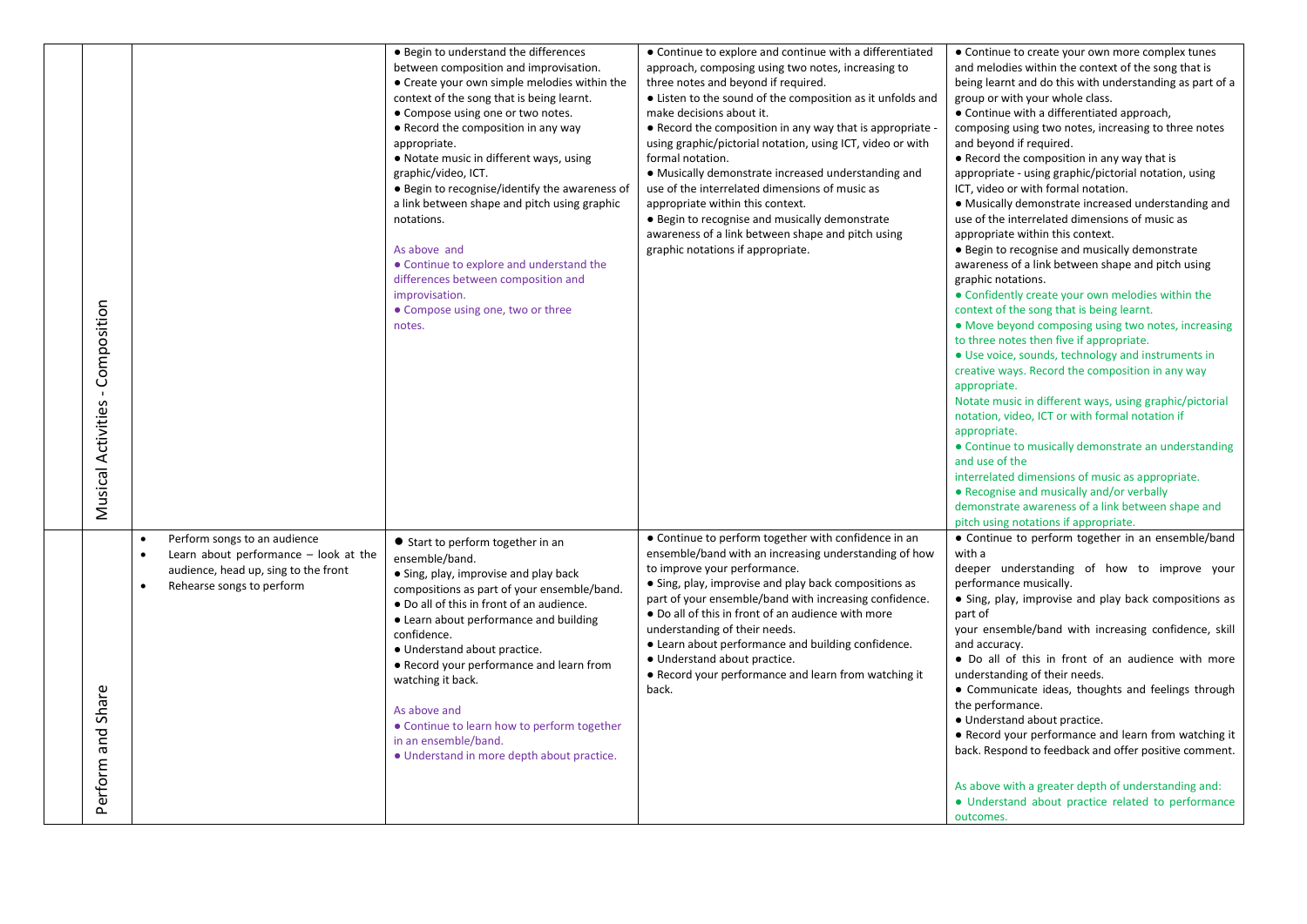| | | | | |
|---|---|---|---|---|
| Musical Activities - Composition | | • Begin to understand the differences between composition and improvisation.<br>• Create your own simple melodies within the context of the song that is being learnt.<br>• Compose using one or two notes.<br>• Record the composition in any way appropriate.<br>• Notate music in different ways, using graphic/video, ICT.<br>• Begin to recognise/identify the awareness of a link between shape and pitch using graphic notations.<br><br>As above and<br>• Continue to explore and understand the differences between composition and improvisation.<br>• Compose using one, two or three notes. | • Continue to explore and continue with a differentiated approach, composing using two notes, increasing to three notes and beyond if required.<br>• Listen to the sound of the composition as it unfolds and make decisions about it.<br>• Record the composition in any way that is appropriate - using graphic/pictorial notation, using ICT, video or with formal notation.<br>• Musically demonstrate increased understanding and use of the interrelated dimensions of music as appropriate within this context.<br>• Begin to recognise and musically demonstrate awareness of a link between shape and pitch using graphic notations if appropriate. | • Continue to create your own more complex tunes and melodies within the context of the song that is being learnt and do this with understanding as part of a group or with your whole class.<br>• Continue with a differentiated approach, composing using two notes, increasing to three notes and beyond if required.<br>• Record the composition in any way that is appropriate - using graphic/pictorial notation, using ICT, video or with formal notation.<br>• Musically demonstrate increased understanding and use of the interrelated dimensions of music as appropriate within this context.<br>• Begin to recognise and musically demonstrate awareness of a link between shape and pitch using graphic notations.<br>• Confidently create your own melodies within the context of the song that is being learnt.<br>• Move beyond composing using two notes, increasing to three notes then five if appropriate.<br>• Use voice, sounds, technology and instruments in creative ways. Record the composition in any way appropriate.<br>Notate music in different ways, using graphic/pictorial notation, video, ICT or with formal notation if appropriate.<br>• Continue to musically demonstrate an understanding and use of the interrelated dimensions of music as appropriate.<br>• Recognise and musically and/or verbally demonstrate awareness of a link between shape and pitch using notations if appropriate. |
| Perform and Share | • Perform songs to an audience<br>• Learn about performance – look at the audience, head up, sing to the front<br>• Rehearse songs to perform | • Start to perform together in an ensemble/band.<br>• Sing, play, improvise and play back compositions as part of your ensemble/band.<br>• Do all of this in front of an audience.<br>• Learn about performance and building confidence.<br>• Understand about practice.<br>• Record your performance and learn from watching it back.<br><br>As above and<br>• Continue to learn how to perform together in an ensemble/band.<br>• Understand in more depth about practice. | • Continue to perform together with confidence in an ensemble/band with an increasing understanding of how to improve your performance.<br>• Sing, play, improvise and play back compositions as part of your ensemble/band with increasing confidence.<br>• Do all of this in front of an audience with more understanding of their needs.<br>• Learn about performance and building confidence.<br>• Understand about practice.<br>• Record your performance and learn from watching it back. | • Continue to perform together in an ensemble/band with a deeper understanding of how to improve your performance musically.<br>• Sing, play, improvise and play back compositions as part of your ensemble/band with increasing confidence, skill and accuracy.<br>• Do all of this in front of an audience with more understanding of their needs.<br>• Communicate ideas, thoughts and feelings through the performance.<br>• Understand about practice.<br>• Record your performance and learn from watching it back. Respond to feedback and offer positive comment.<br><br>As above with a greater depth of understanding and:<br>• Understand about practice related to performance outcomes. |